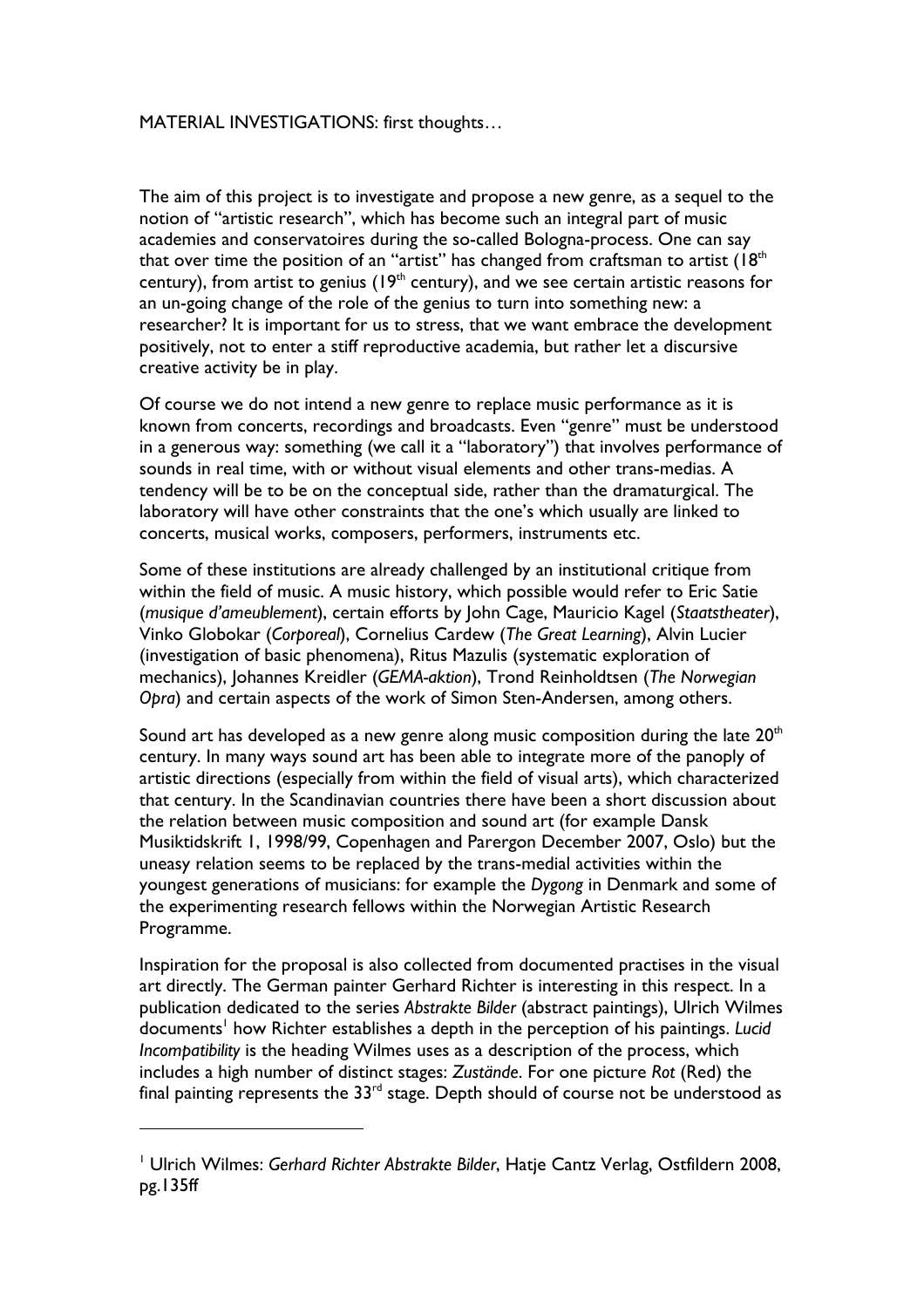MATERIAL INVESTIGATIONS: first thoughts…

The aim of this project is to investigate and propose a new genre, as a sequel to the notion of "artistic research", which has become such an integral part of music academies and conservatoires during the so-called Bologna-process. One can say that over time the position of an "artist" has changed from craftsman to artist (18th century), from artist to genius (19th century), and we see certain artistic reasons for an un-going change of the role of the genius to turn into something new: a researcher? It is important for us to stress, that we want embrace the development positively, not to enter a stiff reproductive academia, but rather let a discursive creative activity be in play.

Of course we do not intend a new genre to replace music performance as it is known from concerts, recordings and broadcasts. Even "genre" must be understood in a generous way: something (we call it a "laboratory") that involves performance of sounds in real time, with or without visual elements and other trans-medias. A tendency will be to be on the conceptual side, rather than the dramaturgical. The laboratory will have other constraints that the one's which usually are linked to concerts, musical works, composers, performers, instruments etc.

Some of these institutions are already challenged by an institutional critique from within the field of music. A music history, which possible would refer to Eric Satie (*musique d'ameublement*), certain efforts by John Cage, Mauricio Kagel (*Staatstheater*), Vinko Globokar (*Corporeal*), Cornelius Cardew (*The Great Learning*), Alvin Lucier (investigation of basic phenomena), Ritus Mazulis (systematic exploration of mechanics), Johannes Kreidler (*GEMA-aktion*), Trond Reinholdtsen (*The Norwegian Opra*) and certain aspects of the work of Simon Sten-Andersen, among others.

Sound art has developed as a new genre along music composition during the late 20th century. In many ways sound art has been able to integrate more of the panoply of artistic directions (especially from within the field of visual arts), which characterized that century. In the Scandinavian countries there have been a short discussion about the relation between music composition and sound art (for example Dansk Musiktidskrift 1, 1998/99, Copenhagen and Parergon December 2007, Oslo) but the uneasy relation seems to be replaced by the trans-medial activities within the youngest generations of musicians: for example the *Dygong* in Denmark and some of the experimenting research fellows within the Norwegian Artistic Research Programme.

Inspiration for the proposal is also collected from documented practises in the visual art directly. The German painter Gerhard Richter is interesting in this respect. In a publication dedicated to the series *Abstrakte Bilder* (abstract paintings), Ulrich Wilmes documents[1] how Richter establishes a depth in the perception of his paintings. *Lucid Incompatibility* is the heading Wilmes uses as a description of the process, which includes a high number of distinct stages: *Zustände*. For one picture *Rot* (Red) the final painting represents the 33rd stage. Depth should of course not be understood as

[1] Ulrich Wilmes: *Gerhard Richter Abstrakte Bilder*, Hatje Cantz Verlag, Ostfildern 2008, pg.135ff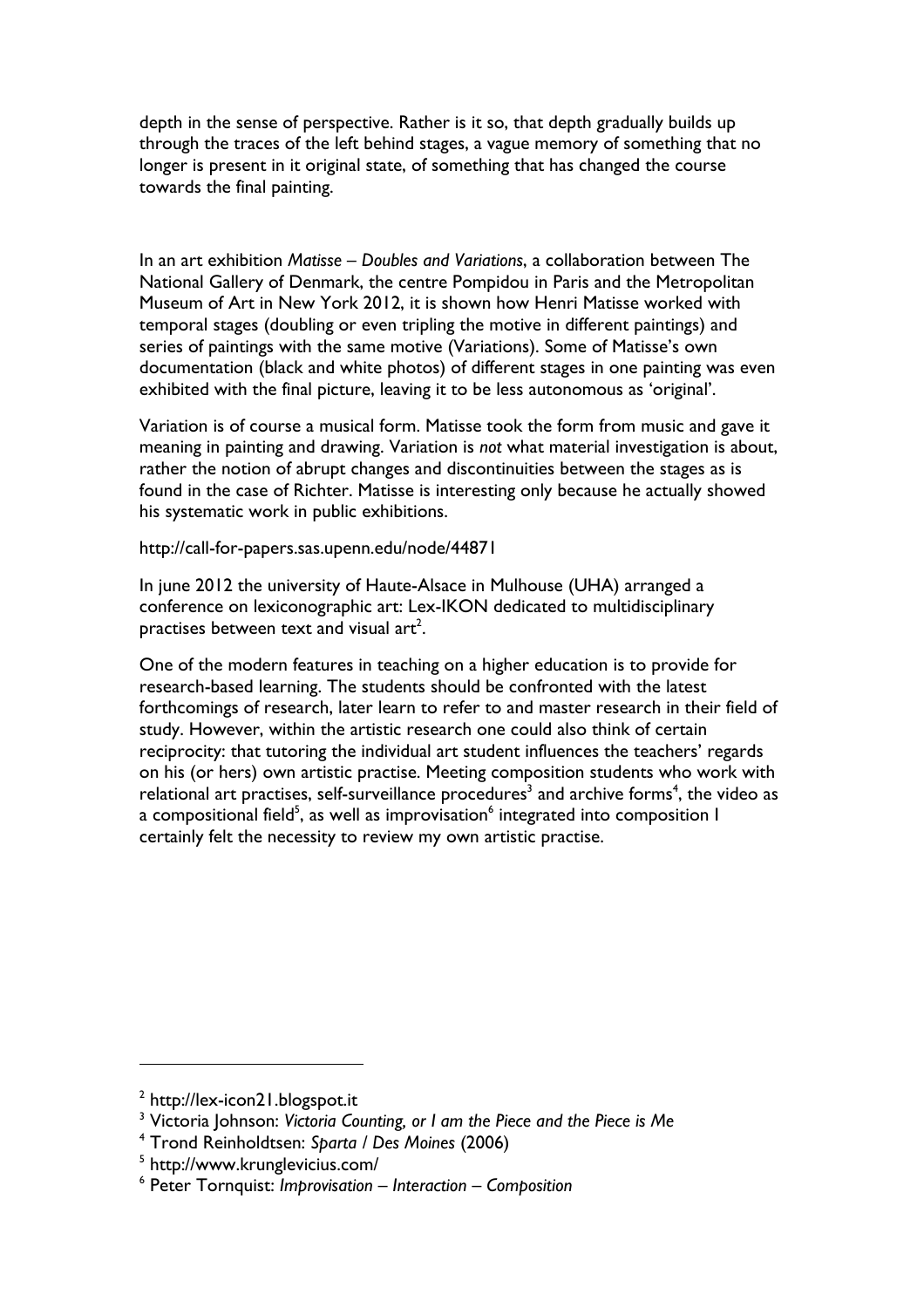depth in the sense of perspective. Rather is it so, that depth gradually builds up through the traces of the left behind stages, a vague memory of something that no longer is present in it original state, of something that has changed the course towards the final painting.

In an art exhibition *Matisse – Doubles and Variations*, a collaboration between The National Gallery of Denmark, the centre Pompidou in Paris and the Metropolitan Museum of Art in New York 2012, it is shown how Henri Matisse worked with temporal stages (doubling or even tripling the motive in different paintings) and series of paintings with the same motive (Variations). Some of Matisse's own documentation (black and white photos) of different stages in one painting was even exhibited with the final picture, leaving it to be less autonomous as 'original'.

Variation is of course a musical form. Matisse took the form from music and gave it meaning in painting and drawing. Variation is *not* what material investigation is about, rather the notion of abrupt changes and discontinuities between the stages as is found in the case of Richter. Matisse is interesting only because he actually showed his systematic work in public exhibitions.

http://call-for-papers.sas.upenn.edu/node/44871

In june 2012 the university of Haute-Alsace in Mulhouse (UHA) arranged a conference on lexiconographic art: Lex-IKON dedicated to multidisciplinary practises between text and visual art[2].

One of the modern features in teaching on a higher education is to provide for research-based learning. The students should be confronted with the latest forthcomings of research, later learn to refer to and master research in their field of study. However, within the artistic research one could also think of certain reciprocity: that tutoring the individual art student influences the teachers' regards on his (or hers) own artistic practise. Meeting composition students who work with relational art practises, self-surveillance procedures[3] and archive forms[4], the video as a compositional field[5], as well as improvisation[6] integrated into composition I certainly felt the necessity to review my own artistic practise.

---

[2] http://lex-icon21.blogspot.it

[3] Victoria Johnson: *Victoria Counting, or I am the Piece and the Piece is Me*

[4] Trond Reinholdtsen: *Sparta / Des Moines* (2006)

[5] http://www.krunglevicius.com/

[6] Peter Tornquist: *Improvisation – Interaction – Composition*